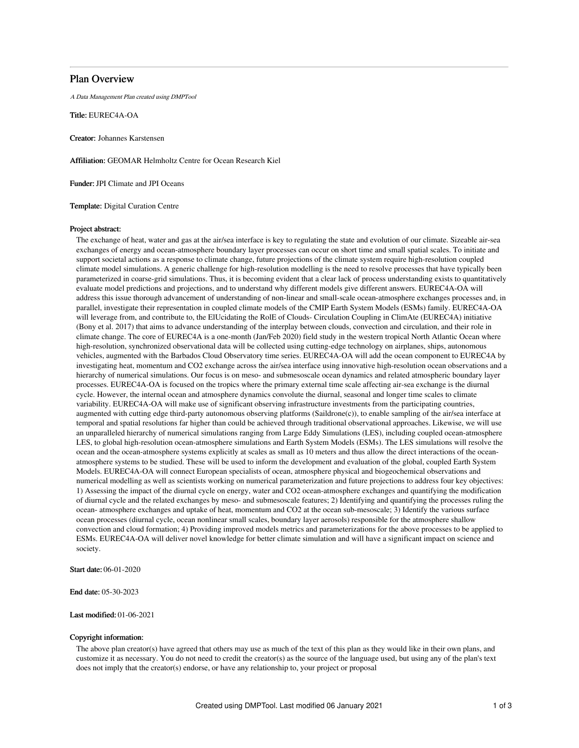# Plan Overview

*A Data Management Plan created using DMPTool*

**Title:** EUREC4A-OA

**Creator:** Johannes Karstensen

**Affiliation:** GEOMAR Helmholtz Centre for Ocean Research Kiel

**Funder:** JPI Climate and JPI Oceans

**Template:** Digital Curation Centre

**Project abstract:**

The exchange of heat, water and gas at the air/sea interface is key to regulating the state and evolution of our climate. Sizeable air-sea exchanges of energy and ocean-atmosphere boundary layer processes can occur on short time and small spatial scales. To initiate and support societal actions as a response to climate change, future projections of the climate system require high-resolution coupled climate model simulations. A generic challenge for high-resolution modelling is the need to resolve processes that have typically been parameterized in coarse-grid simulations. Thus, it is becoming evident that a clear lack of process understanding exists to quantitatively evaluate model predictions and projections, and to understand why different models give different answers. EUREC4A-OA will address this issue thorough advancement of understanding of non-linear and small-scale ocean-atmosphere exchanges processes and, in parallel, investigate their representation in coupled climate models of the CMIP Earth System Models (ESMs) family. EUREC4A-OA will leverage from, and contribute to, the ElUcidating the RolE of Clouds- Circulation Coupling in ClimAte (EUREC4A) initiative (Bony et al. 2017) that aims to advance understanding of the interplay between clouds, convection and circulation, and their role in climate change. The core of EUREC4A is a one-month (Jan/Feb 2020) field study in the western tropical North Atlantic Ocean where high-resolution, synchronized observational data will be collected using cutting-edge technology on airplanes, ships, autonomous vehicles, augmented with the Barbados Cloud Observatory time series. EUREC4A-OA will add the ocean component to EUREC4A by investigating heat, momentum and CO2 exchange across the air/sea interface using innovative high-resolution ocean observations and a hierarchy of numerical simulations. Our focus is on meso- and submesoscale ocean dynamics and related atmospheric boundary layer processes. EUREC4A-OA is focused on the tropics where the primary external time scale affecting air-sea exchange is the diurnal cycle. However, the internal ocean and atmosphere dynamics convolute the diurnal, seasonal and longer time scales to climate variability. EUREC4A-OA will make use of significant observing infrastructure investments from the participating countries, augmented with cutting edge third-party autonomous observing platforms (Saildrone(c)), to enable sampling of the air/sea interface at temporal and spatial resolutions far higher than could be achieved through traditional observational approaches. Likewise, we will use an unparalleled hierarchy of numerical simulations ranging from Large Eddy Simulations (LES), including coupled ocean-atmosphere LES, to global high-resolution ocean-atmosphere simulations and Earth System Models (ESMs). The LES simulations will resolve the ocean and the ocean-atmosphere systems explicitly at scales as small as 10 meters and thus allow the direct interactions of the ocean-atmosphere systems to be studied. These will be used to inform the development and evaluation of the global, coupled Earth System Models. EUREC4A-OA will connect European specialists of ocean, atmosphere physical and biogeochemical observations and numerical modelling as well as scientists working on numerical parameterization and future projections to address four key objectives: 1) Assessing the impact of the diurnal cycle on energy, water and CO2 ocean-atmosphere exchanges and quantifying the modification of diurnal cycle and the related exchanges by meso- and submesoscale features; 2) Identifying and quantifying the processes ruling the ocean- atmosphere exchanges and uptake of heat, momentum and CO2 at the ocean sub-mesoscale; 3) Identify the various surface ocean processes (diurnal cycle, ocean nonlinear small scales, boundary layer aerosols) responsible for the atmosphere shallow convection and cloud formation; 4) Providing improved models metrics and parameterizations for the above processes to be applied to ESMs. EUREC4A-OA will deliver novel knowledge for better climate simulation and will have a significant impact on science and society.

**Start date:** 06-01-2020

**End date:** 05-30-2023

**Last modified:** 01-06-2021

**Copyright information:**

The above plan creator(s) have agreed that others may use as much of the text of this plan as they would like in their own plans, and customize it as necessary. You do not need to credit the creator(s) as the source of the language used, but using any of the plan's text does not imply that the creator(s) endorse, or have any relationship to, your project or proposal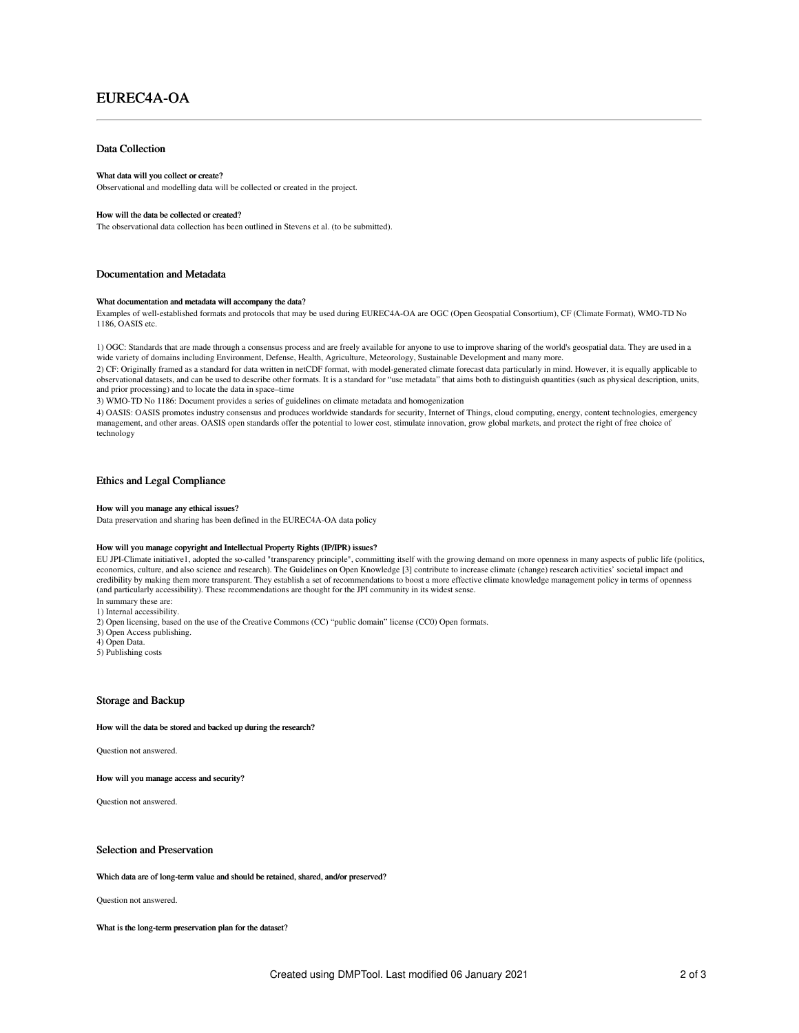# EUREC4A-OA

## Data Collection

#### What data will you collect or create?

Observational and modelling data will be collected or created in the project.

#### How will the data be collected or created?

The observational data collection has been outlined in Stevens et al. (to be submitted).

## Documentation and Metadata

#### What documentation and metadata will accompany the data?

Examples of well-established formats and protocols that may be used during EUREC4A-OA are OGC (Open Geospatial Consortium), CF (Climate Format), WMO-TD No 1186, OASIS etc.

1) OGC: Standards that are made through a consensus process and are freely available for anyone to use to improve sharing of the world's geospatial data. They are used in a wide variety of domains including Environment, Defense, Health, Agriculture, Meteorology, Sustainable Development and many more.

2) CF: Originally framed as a standard for data written in netCDF format, with model-generated climate forecast data particularly in mind. However, it is equally applicable to observational datasets, and can be used to describe other formats. It is a standard for "use metadata" that aims both to distinguish quantities (such as physical description, units, and prior processing) and to locate the data in space–time

3) WMO-TD No 1186: Document provides a series of guidelines on climate metadata and homogenization

4) OASIS: OASIS promotes industry consensus and produces worldwide standards for security, Internet of Things, cloud computing, energy, content technologies, emergency management, and other areas. OASIS open standards offer the potential to lower cost, stimulate innovation, grow global markets, and protect the right of free choice of technology

## Ethics and Legal Compliance

#### How will you manage any ethical issues?

Data preservation and sharing has been defined in the EUREC4A-OA data policy

#### How will you manage copyright and Intellectual Property Rights (IP/IPR) issues?

EU JPI-Climate initiative1, adopted the so-called "transparency principle", committing itself with the growing demand on more openness in many aspects of public life (politics, economics, culture, and also science and research). The Guidelines on Open Knowledge [3] contribute to increase climate (change) research activities' societal impact and credibility by making them more transparent. They establish a set of recommendations to boost a more effective climate knowledge management policy in terms of openness (and particularly accessibility). These recommendations are thought for the JPI community in its widest sense.

In summary these are:

1) Internal accessibility.
2) Open licensing, based on the use of the Creative Commons (CC) "public domain" license (CC0) Open formats.
3) Open Access publishing.
4) Open Data.
5) Publishing costs

## Storage and Backup

#### How will the data be stored and backed up during the research?

Question not answered.

#### How will you manage access and security?

Question not answered.

## Selection and Preservation

#### Which data are of long-term value and should be retained, shared, and/or preserved?

Question not answered.

#### What is the long-term preservation plan for the dataset?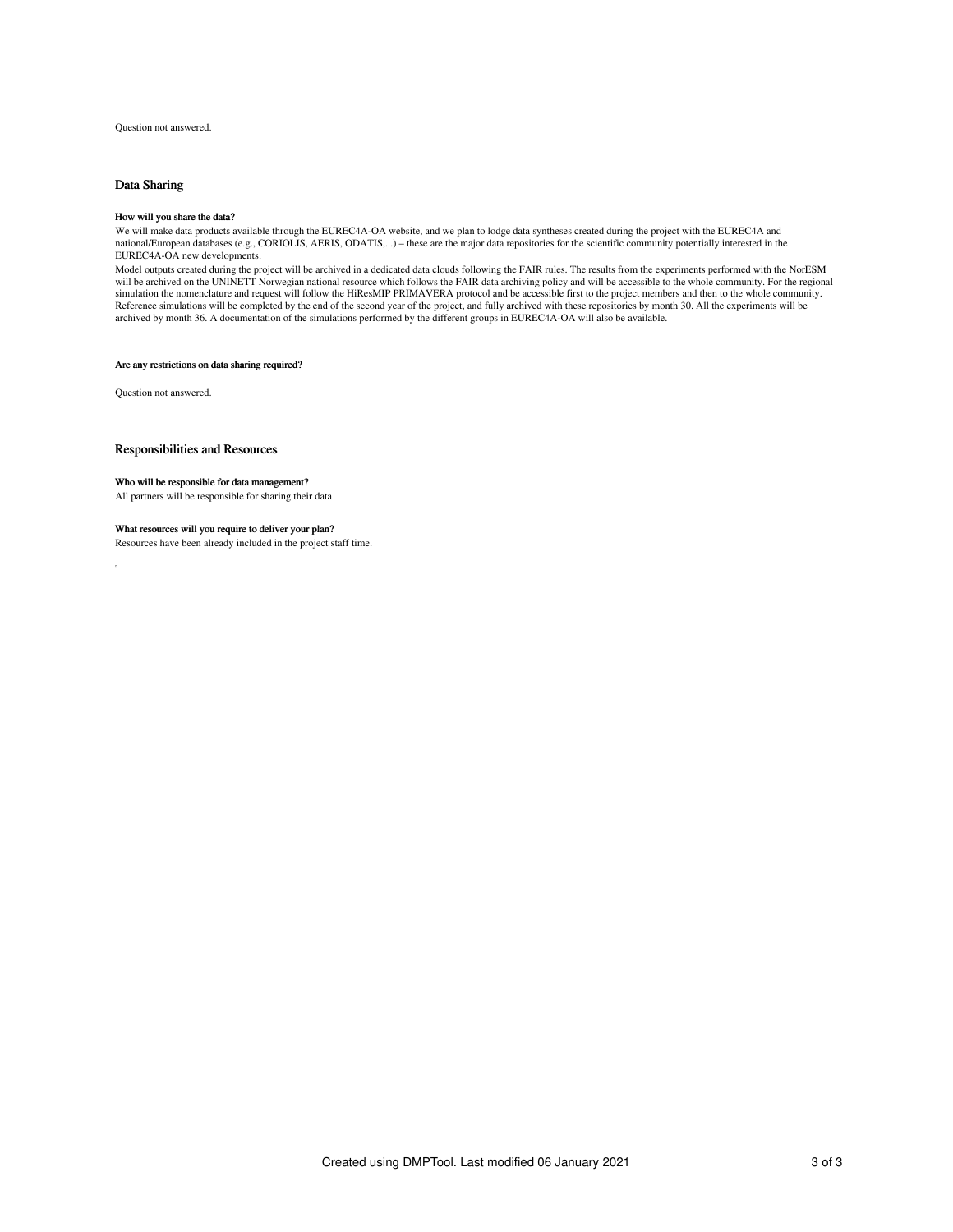Question not answered.

## Data Sharing

#### How will you share the data?

We will make data products available through the EUREC4A-OA website, and we plan to lodge data syntheses created during the project with the EUREC4A and national/European databases (e.g., CORIOLIS, AERIS, ODATIS,...) – these are the major data repositories for the scientific community potentially interested in the EUREC4A-OA new developments.

Model outputs created during the project will be archived in a dedicated data clouds following the FAIR rules. The results from the experiments performed with the NorESM will be archived on the UNINETT Norwegian national resource which follows the FAIR data archiving policy and will be accessible to the whole community. For the regional simulation the nomenclature and request will follow the HiResMIP PRIMAVERA protocol and be accessible first to the project members and then to the whole community. Reference simulations will be completed by the end of the second year of the project, and fully archived with these repositories by month 30. All the experiments will be archived by month 36. A documentation of the simulations performed by the different groups in EUREC4A-OA will also be available.

#### Are any restrictions on data sharing required?

Question not answered.

## Responsibilities and Resources

#### Who will be responsible for data management?

All partners will be responsible for sharing their data

#### What resources will you require to deliver your plan?

Resources have been already included in the project staff time.

.

Created using DMPTool. Last modified 06 January 2021